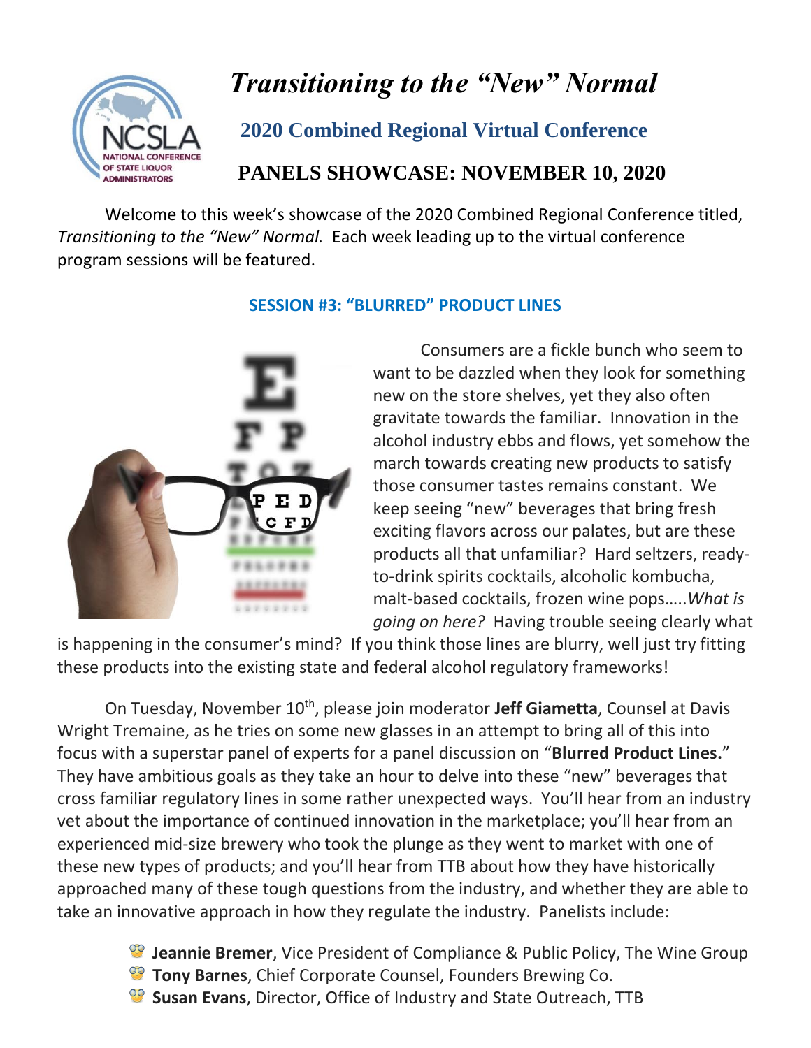# *Transitioning to the "New" Normal*

## 2020 Combined Regional Virtual Conference

## PANELS SHOWCASE: NOVEMBER 10, 2020

Welcome to this week's showcase of the 2020 Combined Regional Conference titled, *Transitioning to the "New" Normal.* Each week leading up to the virtual conference program sessions will be featured.

### SESSION #3: "BLURRED" PRODUCT LINES

Consumers are a fickle bunch who seem to want to be dazzled when they look for something new on the store shelves, yet they also often gravitate towards the familiar. Innovation in the alcohol industry ebbs and flows, yet somehow the march towards creating new products to satisfy those consumer tastes remains constant. We keep seeing "new" beverages that bring fresh exciting flavors across our palates, but are these products all that unfamiliar? Hard seltzers, ready-to-drink spirits cocktails, alcoholic kombucha, malt-based cocktails, frozen wine pops…..*What is going on here?* Having trouble seeing clearly what is happening in the consumer's mind? If you think those lines are blurry, well just try fitting these products into the existing state and federal alcohol regulatory frameworks!

On Tuesday, November 10th, please join moderator **Jeff Giametta**, Counsel at Davis Wright Tremaine, as he tries on some new glasses in an attempt to bring all of this into focus with a superstar panel of experts for a panel discussion on "**Blurred Product Lines.**" They have ambitious goals as they take an hour to delve into these "new" beverages that cross familiar regulatory lines in some rather unexpected ways. You'll hear from an industry vet about the importance of continued innovation in the marketplace; you'll hear from an experienced mid-size brewery who took the plunge as they went to market with one of these new types of products; and you'll hear from TTB about how they have historically approached many of these tough questions from the industry, and whether they are able to take an innovative approach in how they regulate the industry. Panelists include:

- **Jeannie Bremer**, Vice President of Compliance & Public Policy, The Wine Group
- **Tony Barnes**, Chief Corporate Counsel, Founders Brewing Co.
- **Susan Evans**, Director, Office of Industry and State Outreach, TTB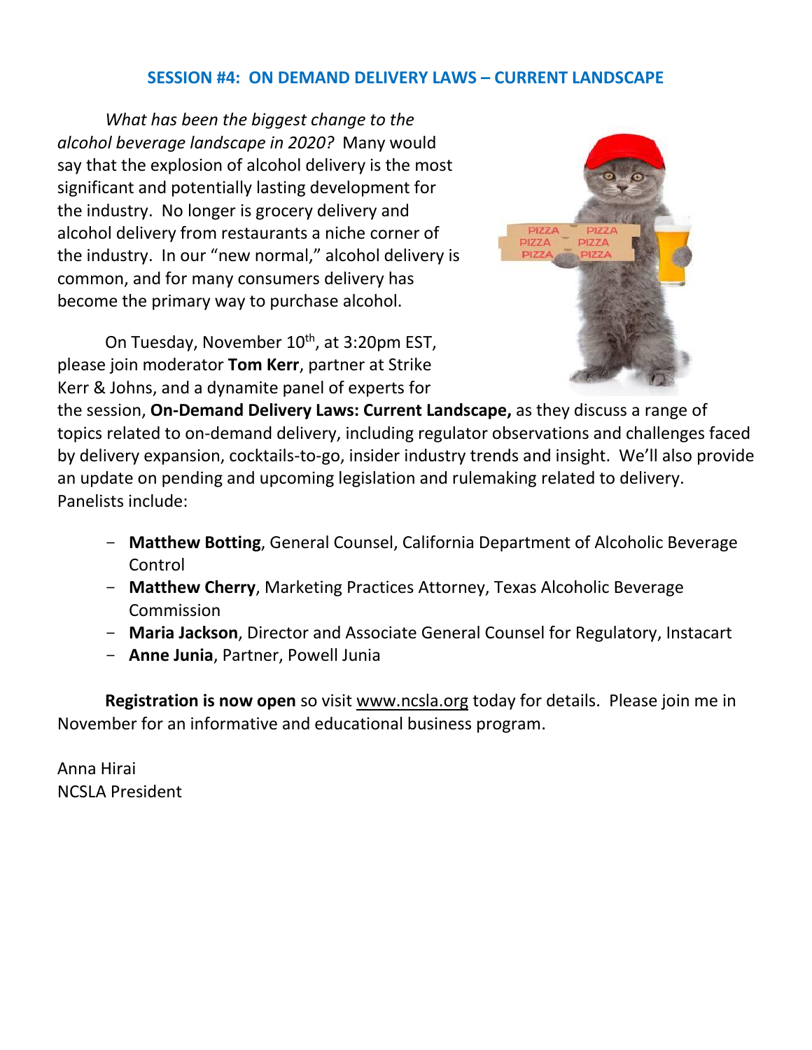## SESSION #4: ON DEMAND DELIVERY LAWS – CURRENT LANDSCAPE

*What has been the biggest change to the alcohol beverage landscape in 2020?* Many would say that the explosion of alcohol delivery is the most significant and potentially lasting development for the industry. No longer is grocery delivery and alcohol delivery from restaurants a niche corner of the industry. In our "new normal," alcohol delivery is common, and for many consumers delivery has become the primary way to purchase alcohol.

On Tuesday, November 10th, at 3:20pm EST, please join moderator **Tom Kerr**, partner at Strike Kerr & Johns, and a dynamite panel of experts for the session, **On-Demand Delivery Laws: Current Landscape,** as they discuss a range of topics related to on-demand delivery, including regulator observations and challenges faced by delivery expansion, cocktails-to-go, insider industry trends and insight. We'll also provide an update on pending and upcoming legislation and rulemaking related to delivery. Panelists include:

- **Matthew Botting**, General Counsel, California Department of Alcoholic Beverage Control
- **Matthew Cherry**, Marketing Practices Attorney, Texas Alcoholic Beverage Commission
- **Maria Jackson**, Director and Associate General Counsel for Regulatory, Instacart
- **Anne Junia**, Partner, Powell Junia

**Registration is now open** so visit www.ncsla.org today for details. Please join me in November for an informative and educational business program.

Anna Hirai
NCSLA President